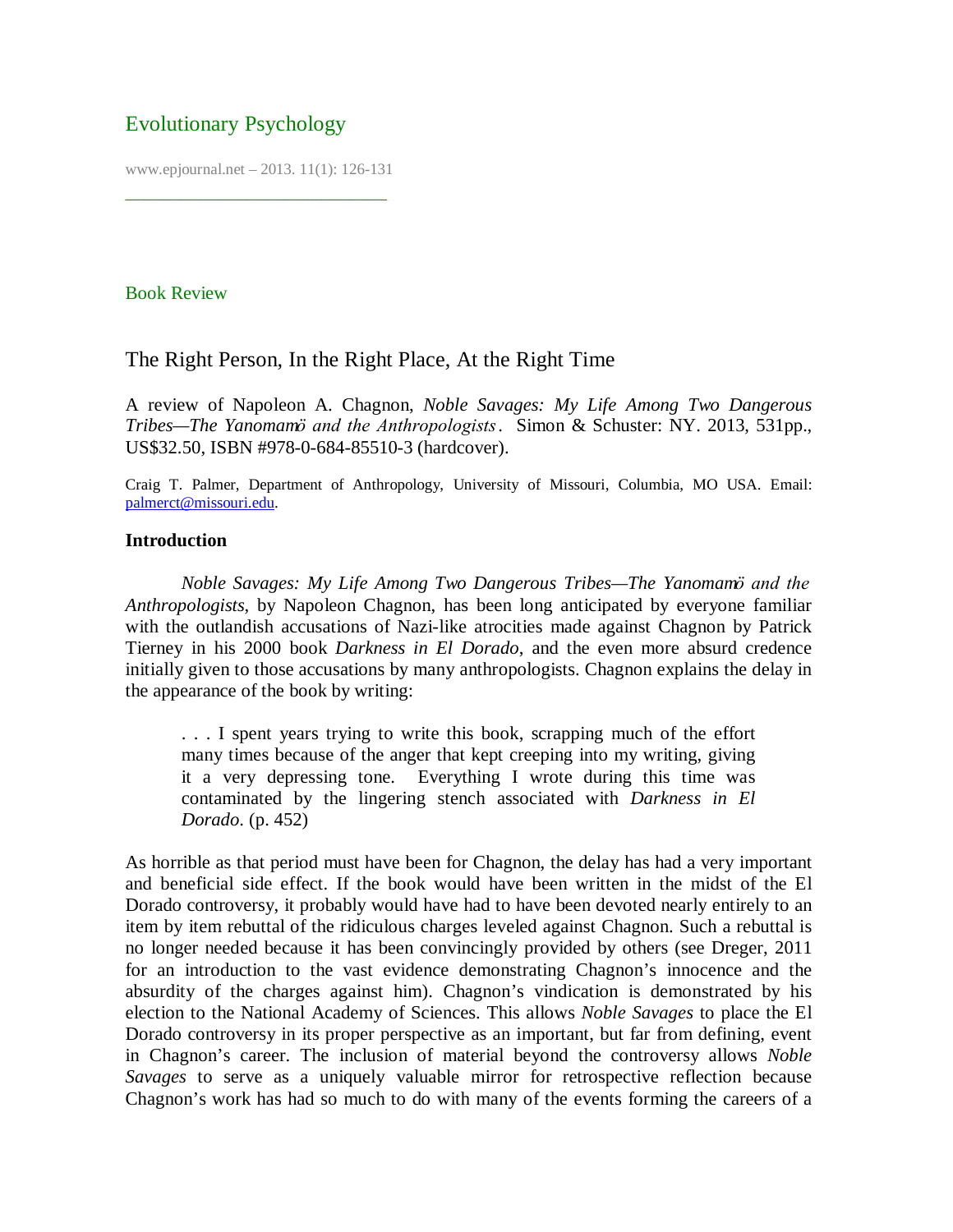Evolutionary Psychology

www.epjournal.net – 2013. 11(1): 126-131

Book Review

# The Right Person, In the Right Place, At the Right Time

A review of Napoleon A. Chagnon, *Noble Savages: My Life Among Two Dangerous Tribes—The Yanomamö and the Anthropologists*. Simon & Schuster: NY. 2013, 531pp., US$32.50, ISBN #978-0-684-85510-3 (hardcover).

Craig T. Palmer, Department of Anthropology, University of Missouri, Columbia, MO USA. Email: palmerct@missouri.edu.

## Introduction

*Noble Savages: My Life Among Two Dangerous Tribes—The Yanomamö and the Anthropologists*, by Napoleon Chagnon, has been long anticipated by everyone familiar with the outlandish accusations of Nazi-like atrocities made against Chagnon by Patrick Tierney in his 2000 book *Darkness in El Dorado*, and the even more absurd credence initially given to those accusations by many anthropologists. Chagnon explains the delay in the appearance of the book by writing:

> . . . I spent years trying to write this book, scrapping much of the effort many times because of the anger that kept creeping into my writing, giving it a very depressing tone. Everything I wrote during this time was contaminated by the lingering stench associated with *Darkness in El Dorado*. (p. 452)

As horrible as that period must have been for Chagnon, the delay has had a very important and beneficial side effect. If the book would have been written in the midst of the El Dorado controversy, it probably would have had to have been devoted nearly entirely to an item by item rebuttal of the ridiculous charges leveled against Chagnon. Such a rebuttal is no longer needed because it has been convincingly provided by others (see Dreger, 2011 for an introduction to the vast evidence demonstrating Chagnon's innocence and the absurdity of the charges against him). Chagnon's vindication is demonstrated by his election to the National Academy of Sciences. This allows *Noble Savages* to place the El Dorado controversy in its proper perspective as an important, but far from defining, event in Chagnon's career. The inclusion of material beyond the controversy allows *Noble Savages* to serve as a uniquely valuable mirror for retrospective reflection because Chagnon's work has had so much to do with many of the events forming the careers of a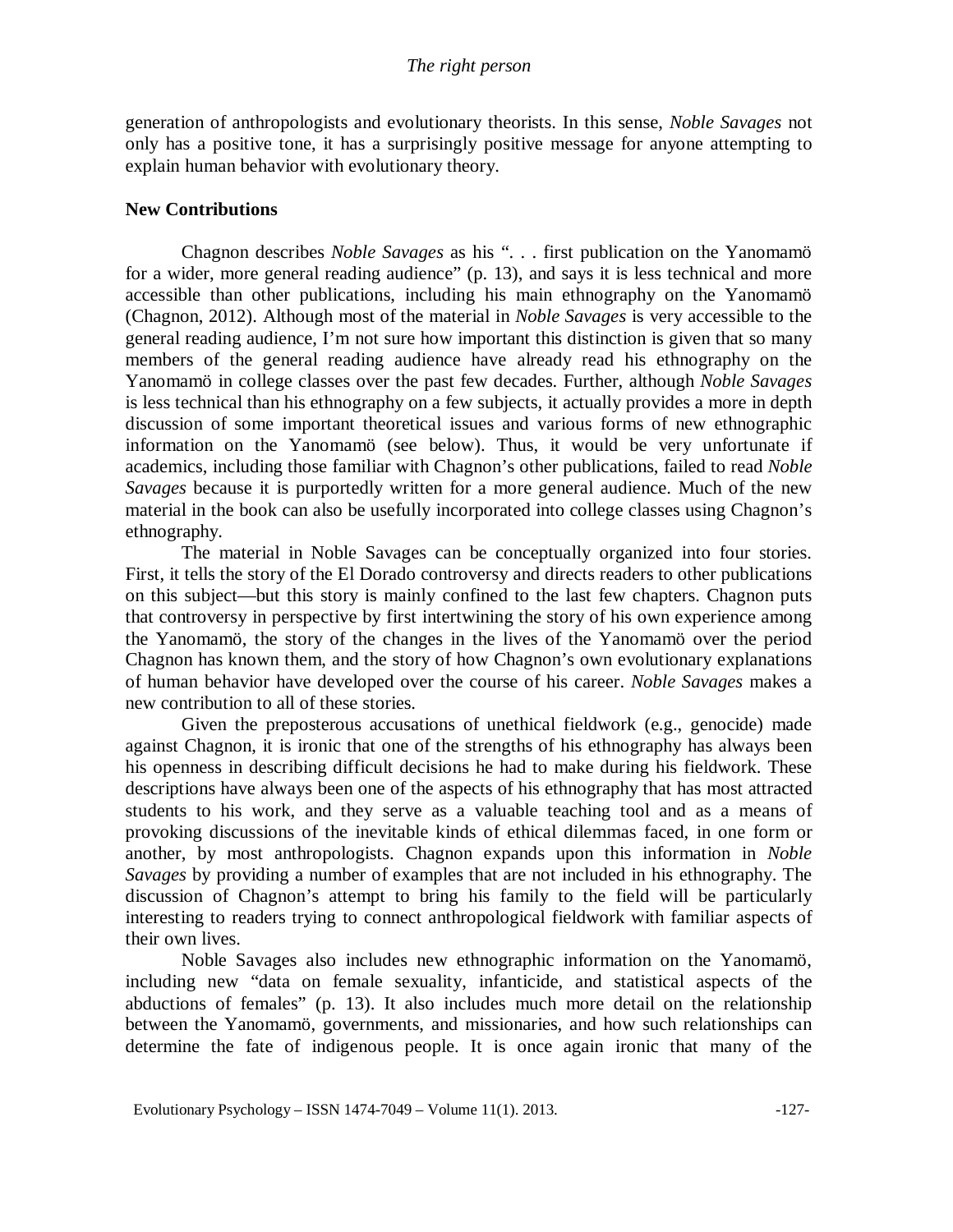generation of anthropologists and evolutionary theorists. In this sense, *Noble Savages* not only has a positive tone, it has a surprisingly positive message for anyone attempting to explain human behavior with evolutionary theory.

**New Contributions**

Chagnon describes *Noble Savages* as his ". . . first publication on the Yanomamö for a wider, more general reading audience" (p. 13), and says it is less technical and more accessible than other publications, including his main ethnography on the Yanomamö (Chagnon, 2012). Although most of the material in *Noble Savages* is very accessible to the general reading audience, I'm not sure how important this distinction is given that so many members of the general reading audience have already read his ethnography on the Yanomamö in college classes over the past few decades. Further, although *Noble Savages* is less technical than his ethnography on a few subjects, it actually provides a more in depth discussion of some important theoretical issues and various forms of new ethnographic information on the Yanomamö (see below). Thus, it would be very unfortunate if academics, including those familiar with Chagnon's other publications, failed to read *Noble Savages* because it is purportedly written for a more general audience. Much of the new material in the book can also be usefully incorporated into college classes using Chagnon's ethnography.

The material in Noble Savages can be conceptually organized into four stories. First, it tells the story of the El Dorado controversy and directs readers to other publications on this subject—but this story is mainly confined to the last few chapters. Chagnon puts that controversy in perspective by first intertwining the story of his own experience among the Yanomamö, the story of the changes in the lives of the Yanomamö over the period Chagnon has known them, and the story of how Chagnon's own evolutionary explanations of human behavior have developed over the course of his career. *Noble Savages* makes a new contribution to all of these stories.

Given the preposterous accusations of unethical fieldwork (e.g., genocide) made against Chagnon, it is ironic that one of the strengths of his ethnography has always been his openness in describing difficult decisions he had to make during his fieldwork. These descriptions have always been one of the aspects of his ethnography that has most attracted students to his work, and they serve as a valuable teaching tool and as a means of provoking discussions of the inevitable kinds of ethical dilemmas faced, in one form or another, by most anthropologists. Chagnon expands upon this information in *Noble Savages* by providing a number of examples that are not included in his ethnography. The discussion of Chagnon's attempt to bring his family to the field will be particularly interesting to readers trying to connect anthropological fieldwork with familiar aspects of their own lives.

Noble Savages also includes new ethnographic information on the Yanomamö, including new "data on female sexuality, infanticide, and statistical aspects of the abductions of females" (p. 13). It also includes much more detail on the relationship between the Yanomamö, governments, and missionaries, and how such relationships can determine the fate of indigenous people. It is once again ironic that many of the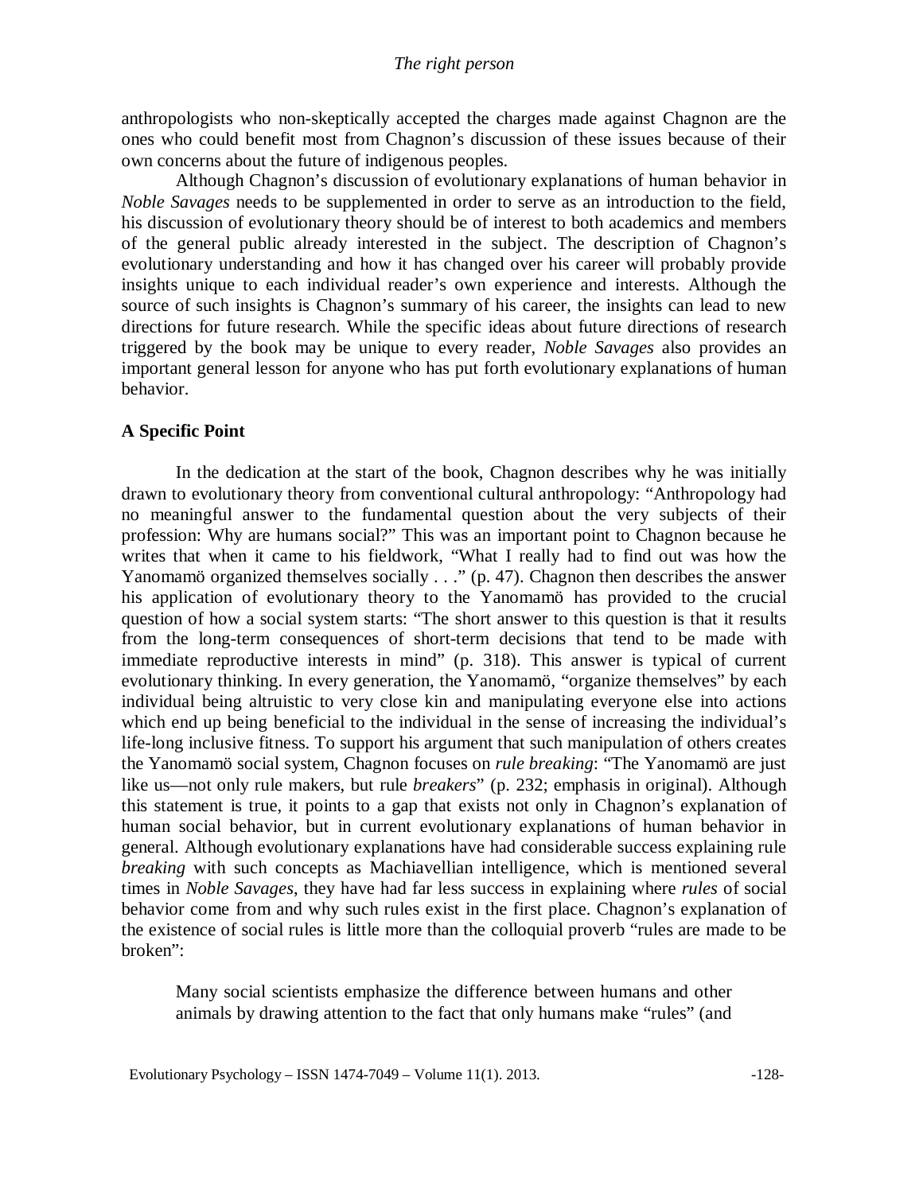anthropologists who non-skeptically accepted the charges made against Chagnon are the ones who could benefit most from Chagnon's discussion of these issues because of their own concerns about the future of indigenous peoples.

Although Chagnon's discussion of evolutionary explanations of human behavior in *Noble Savages* needs to be supplemented in order to serve as an introduction to the field, his discussion of evolutionary theory should be of interest to both academics and members of the general public already interested in the subject. The description of Chagnon's evolutionary understanding and how it has changed over his career will probably provide insights unique to each individual reader's own experience and interests. Although the source of such insights is Chagnon's summary of his career, the insights can lead to new directions for future research. While the specific ideas about future directions of research triggered by the book may be unique to every reader, *Noble Savages* also provides an important general lesson for anyone who has put forth evolutionary explanations of human behavior.

## A Specific Point

In the dedication at the start of the book, Chagnon describes why he was initially drawn to evolutionary theory from conventional cultural anthropology: "Anthropology had no meaningful answer to the fundamental question about the very subjects of their profession: Why are humans social?" This was an important point to Chagnon because he writes that when it came to his fieldwork, "What I really had to find out was how the Yanomamö organized themselves socially . . ." (p. 47). Chagnon then describes the answer his application of evolutionary theory to the Yanomamö has provided to the crucial question of how a social system starts: "The short answer to this question is that it results from the long-term consequences of short-term decisions that tend to be made with immediate reproductive interests in mind" (p. 318). This answer is typical of current evolutionary thinking. In every generation, the Yanomamö, "organize themselves" by each individual being altruistic to very close kin and manipulating everyone else into actions which end up being beneficial to the individual in the sense of increasing the individual's life-long inclusive fitness. To support his argument that such manipulation of others creates the Yanomamö social system, Chagnon focuses on *rule breaking*: "The Yanomamö are just like us—not only rule makers, but rule *breakers*" (p. 232; emphasis in original). Although this statement is true, it points to a gap that exists not only in Chagnon's explanation of human social behavior, but in current evolutionary explanations of human behavior in general. Although evolutionary explanations have had considerable success explaining rule *breaking* with such concepts as Machiavellian intelligence, which is mentioned several times in *Noble Savages*, they have had far less success in explaining where *rules* of social behavior come from and why such rules exist in the first place. Chagnon's explanation of the existence of social rules is little more than the colloquial proverb "rules are made to be broken":

> Many social scientists emphasize the difference between humans and other animals by drawing attention to the fact that only humans make "rules" (and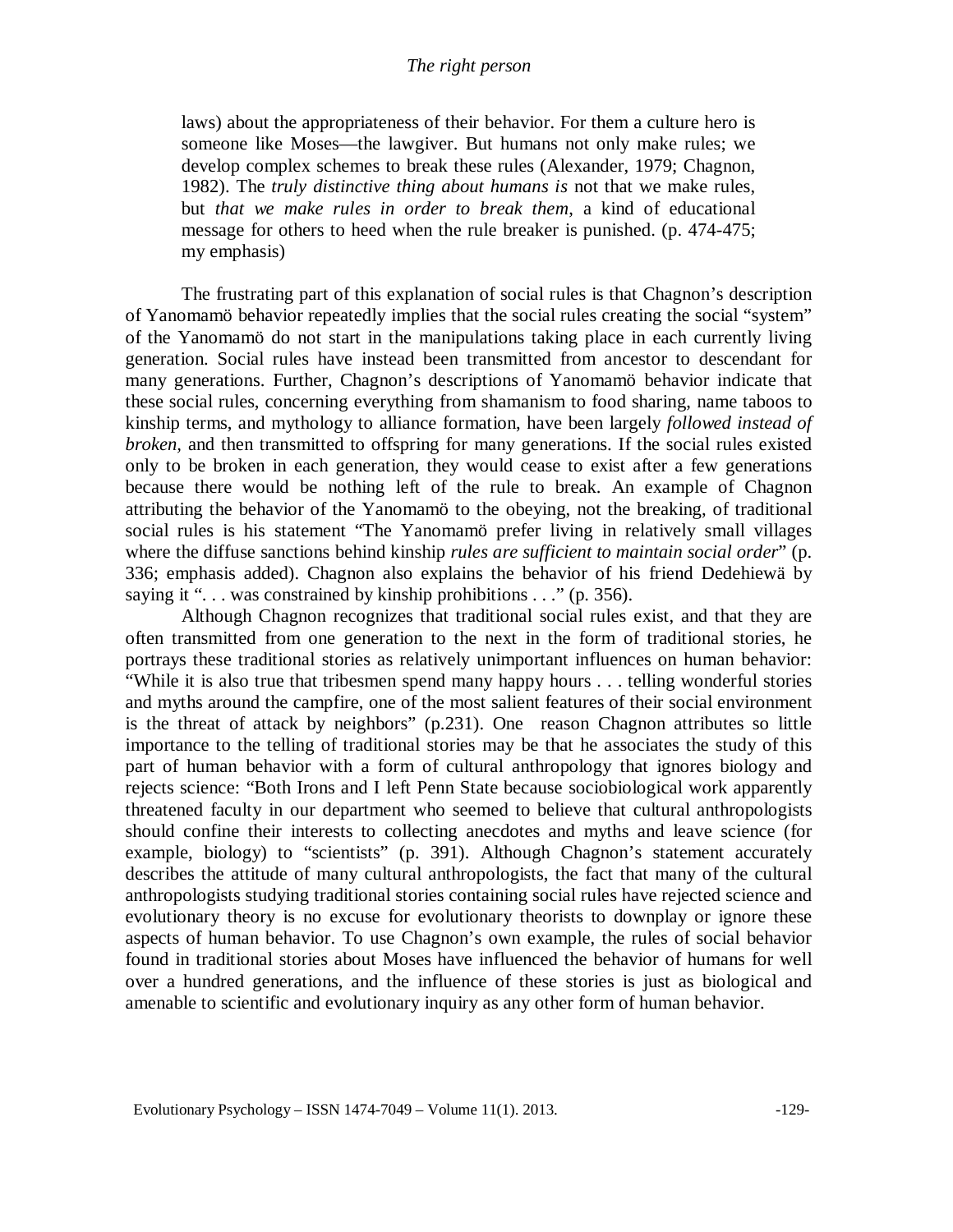laws) about the appropriateness of their behavior. For them a culture hero is someone like Moses—the lawgiver. But humans not only make rules; we develop complex schemes to break these rules (Alexander, 1979; Chagnon, 1982). The *truly distinctive thing about humans is* not that we make rules, but *that we make rules in order to break them*, a kind of educational message for others to heed when the rule breaker is punished. (p. 474-475; my emphasis)

The frustrating part of this explanation of social rules is that Chagnon's description of Yanomamö behavior repeatedly implies that the social rules creating the social "system" of the Yanomamö do not start in the manipulations taking place in each currently living generation. Social rules have instead been transmitted from ancestor to descendant for many generations. Further, Chagnon's descriptions of Yanomamö behavior indicate that these social rules, concerning everything from shamanism to food sharing, name taboos to kinship terms, and mythology to alliance formation, have been largely *followed instead of broken*, and then transmitted to offspring for many generations. If the social rules existed only to be broken in each generation, they would cease to exist after a few generations because there would be nothing left of the rule to break. An example of Chagnon attributing the behavior of the Yanomamö to the obeying, not the breaking, of traditional social rules is his statement "The Yanomamö prefer living in relatively small villages where the diffuse sanctions behind kinship *rules are sufficient to maintain social order*" (p. 336; emphasis added). Chagnon also explains the behavior of his friend Dedehiewä by saying it ". . . was constrained by kinship prohibitions . . ." (p. 356).

Although Chagnon recognizes that traditional social rules exist, and that they are often transmitted from one generation to the next in the form of traditional stories, he portrays these traditional stories as relatively unimportant influences on human behavior: "While it is also true that tribesmen spend many happy hours . . . telling wonderful stories and myths around the campfire, one of the most salient features of their social environment is the threat of attack by neighbors" (p.231). One reason Chagnon attributes so little importance to the telling of traditional stories may be that he associates the study of this part of human behavior with a form of cultural anthropology that ignores biology and rejects science: "Both Irons and I left Penn State because sociobiological work apparently threatened faculty in our department who seemed to believe that cultural anthropologists should confine their interests to collecting anecdotes and myths and leave science (for example, biology) to "scientists" (p. 391). Although Chagnon's statement accurately describes the attitude of many cultural anthropologists, the fact that many of the cultural anthropologists studying traditional stories containing social rules have rejected science and evolutionary theory is no excuse for evolutionary theorists to downplay or ignore these aspects of human behavior. To use Chagnon's own example, the rules of social behavior found in traditional stories about Moses have influenced the behavior of humans for well over a hundred generations, and the influence of these stories is just as biological and amenable to scientific and evolutionary inquiry as any other form of human behavior.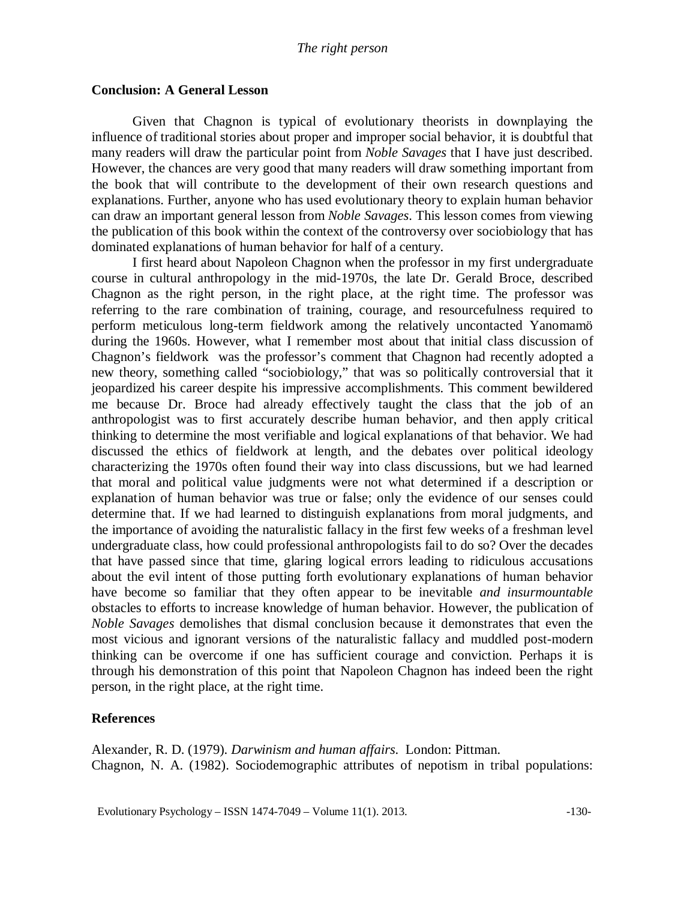## Conclusion: A General Lesson

Given that Chagnon is typical of evolutionary theorists in downplaying the influence of traditional stories about proper and improper social behavior, it is doubtful that many readers will draw the particular point from *Noble Savages* that I have just described. However, the chances are very good that many readers will draw something important from the book that will contribute to the development of their own research questions and explanations. Further, anyone who has used evolutionary theory to explain human behavior can draw an important general lesson from *Noble Savages*. This lesson comes from viewing the publication of this book within the context of the controversy over sociobiology that has dominated explanations of human behavior for half of a century.

I first heard about Napoleon Chagnon when the professor in my first undergraduate course in cultural anthropology in the mid-1970s, the late Dr. Gerald Broce, described Chagnon as the right person, in the right place, at the right time. The professor was referring to the rare combination of training, courage, and resourcefulness required to perform meticulous long-term fieldwork among the relatively uncontacted Yanomamö during the 1960s. However, what I remember most about that initial class discussion of Chagnon's fieldwork was the professor's comment that Chagnon had recently adopted a new theory, something called "sociobiology," that was so politically controversial that it jeopardized his career despite his impressive accomplishments. This comment bewildered me because Dr. Broce had already effectively taught the class that the job of an anthropologist was to first accurately describe human behavior, and then apply critical thinking to determine the most verifiable and logical explanations of that behavior. We had discussed the ethics of fieldwork at length, and the debates over political ideology characterizing the 1970s often found their way into class discussions, but we had learned that moral and political value judgments were not what determined if a description or explanation of human behavior was true or false; only the evidence of our senses could determine that. If we had learned to distinguish explanations from moral judgments, and the importance of avoiding the naturalistic fallacy in the first few weeks of a freshman level undergraduate class, how could professional anthropologists fail to do so? Over the decades that have passed since that time, glaring logical errors leading to ridiculous accusations about the evil intent of those putting forth evolutionary explanations of human behavior have become so familiar that they often appear to be inevitable *and insurmountable* obstacles to efforts to increase knowledge of human behavior. However, the publication of *Noble Savages* demolishes that dismal conclusion because it demonstrates that even the most vicious and ignorant versions of the naturalistic fallacy and muddled post-modern thinking can be overcome if one has sufficient courage and conviction. Perhaps it is through his demonstration of this point that Napoleon Chagnon has indeed been the right person, in the right place, at the right time.

## References

Alexander, R. D. (1979). *Darwinism and human affairs.* London: Pittman.

Chagnon, N. A. (1982). Sociodemographic attributes of nepotism in tribal populations: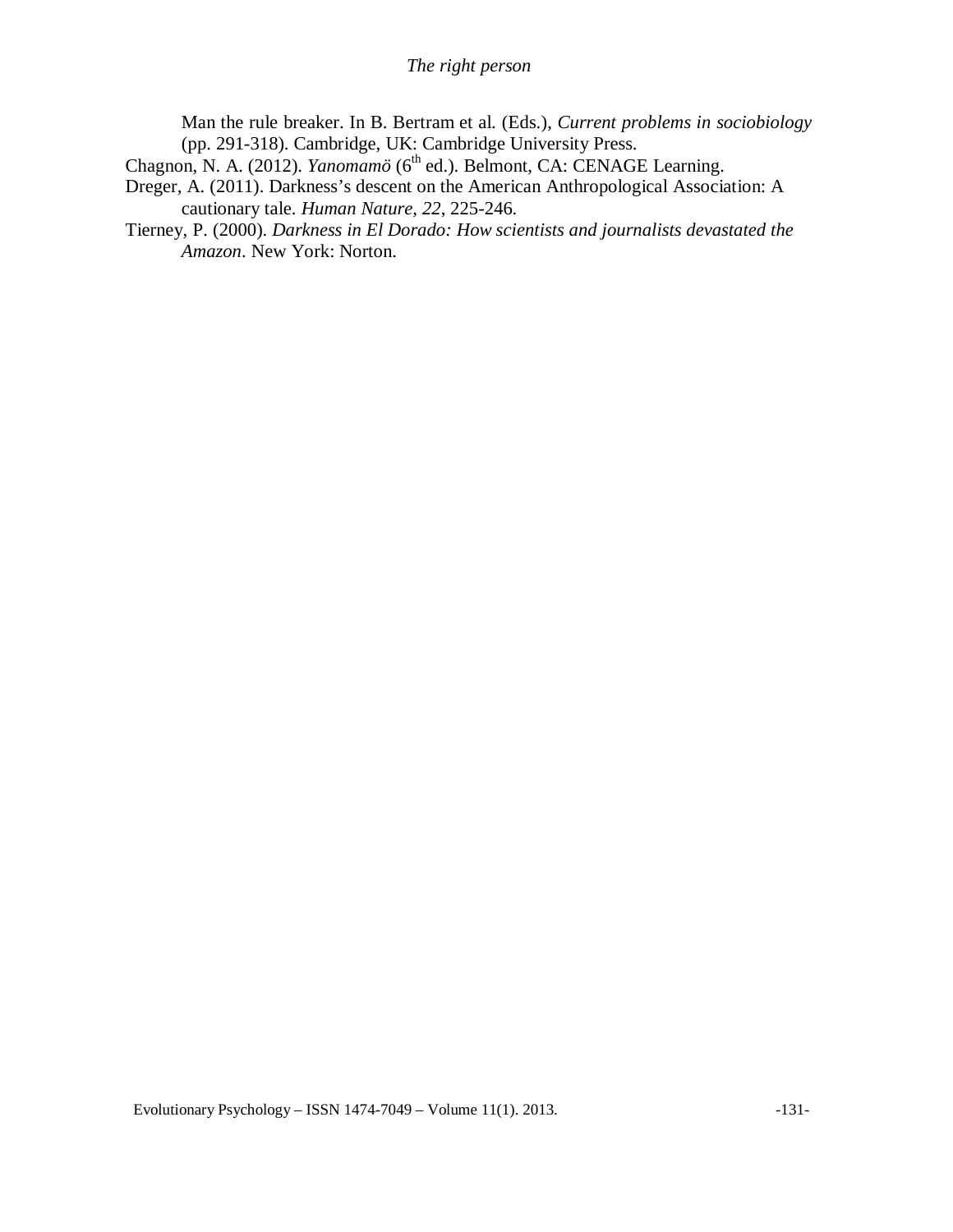Man the rule breaker. In B. Bertram et al. (Eds.), *Current problems in sociobiology* (pp. 291-318). Cambridge, UK: Cambridge University Press.

Chagnon, N. A. (2012). *Yanomamö* (6th ed.). Belmont, CA: CENAGE Learning.

Dreger, A. (2011). Darkness's descent on the American Anthropological Association: A cautionary tale. *Human Nature, 22*, 225-246.

Tierney, P. (2000). *Darkness in El Dorado: How scientists and journalists devastated the Amazon*. New York: Norton.